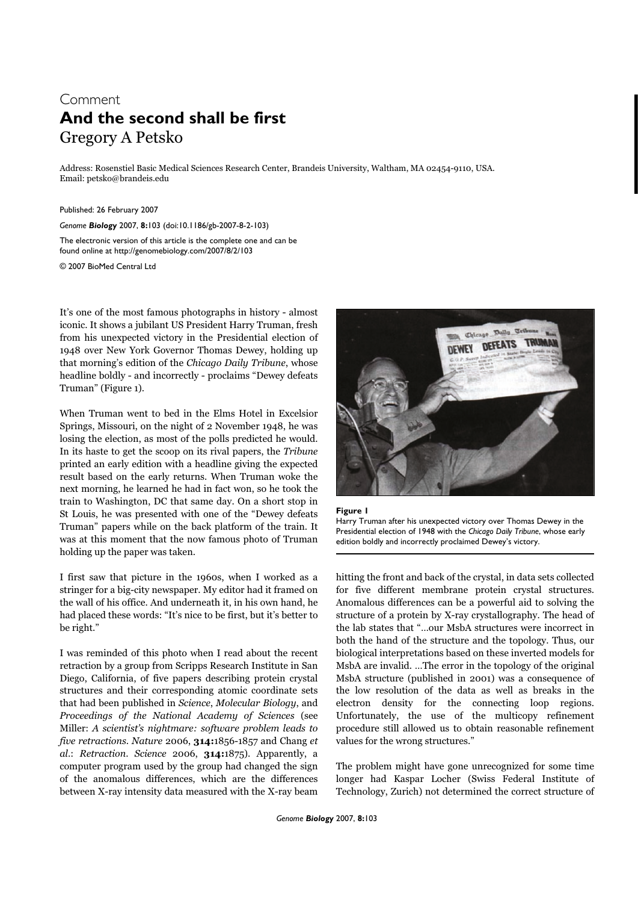Comment

# And the second shall be first

Gregory A Petsko

Address: Rosenstiel Basic Medical Sciences Research Center, Brandeis University, Waltham, MA 02454-9110, USA.
Email: petsko@brandeis.edu

Published: 26 February 2007

*Genome Biology* 2007, **8:**103 (doi:10.1186/gb-2007-8-2-103)

The electronic version of this article is the complete one and can be found online at http://genomebiology.com/2007/8/2/103

© 2007 BioMed Central Ltd

It's one of the most famous photographs in history - almost iconic. It shows a jubilant US President Harry Truman, fresh from his unexpected victory in the Presidential election of 1948 over New York Governor Thomas Dewey, holding up that morning's edition of the *Chicago Daily Tribune*, whose headline boldly - and incorrectly - proclaims "Dewey defeats Truman" (Figure 1).

When Truman went to bed in the Elms Hotel in Excelsior Springs, Missouri, on the night of 2 November 1948, he was losing the election, as most of the polls predicted he would. In its haste to get the scoop on its rival papers, the *Tribune* printed an early edition with a headline giving the expected result based on the early returns. When Truman woke the next morning, he learned he had in fact won, so he took the train to Washington, DC that same day. On a short stop in St Louis, he was presented with one of the "Dewey defeats Truman" papers while on the back platform of the train. It was at this moment that the now famous photo of Truman holding up the paper was taken.

**Figure 1**
Harry Truman after his unexpected victory over Thomas Dewey in the Presidential election of 1948 with the *Chicago Daily Tribune*, whose early edition boldly and incorrectly proclaimed Dewey's victory.

I first saw that picture in the 1960s, when I worked as a stringer for a big-city newspaper. My editor had it framed on the wall of his office. And underneath it, in his own hand, he had placed these words: "It's nice to be first, but it's better to be right."

I was reminded of this photo when I read about the recent retraction by a group from Scripps Research Institute in San Diego, California, of five papers describing protein crystal structures and their corresponding atomic coordinate sets that had been published in *Science*, *Molecular Biology*, and *Proceedings of the National Academy of Sciences* (see Miller: *A scientist's nightmare: software problem leads to five retractions. Nature* 2006, **314:**1856-1857 and Chang *et al.*: *Retraction. Science* 2006, **314:**1875). Apparently, a computer program used by the group had changed the sign of the anomalous differences, which are the differences between X-ray intensity data measured with the X-ray beam hitting the front and back of the crystal, in data sets collected for five different membrane protein crystal structures. Anomalous differences can be a powerful aid to solving the structure of a protein by X-ray crystallography. The head of the lab states that "...our MsbA structures were incorrect in both the hand of the structure and the topology. Thus, our biological interpretations based on these inverted models for MsbA are invalid. ...The error in the topology of the original MsbA structure (published in 2001) was a consequence of the low resolution of the data as well as breaks in the electron density for the connecting loop regions. Unfortunately, the use of the multicopy refinement procedure still allowed us to obtain reasonable refinement values for the wrong structures."

The problem might have gone unrecognized for some time longer had Kaspar Locher (Swiss Federal Institute of Technology, Zurich) not determined the correct structure of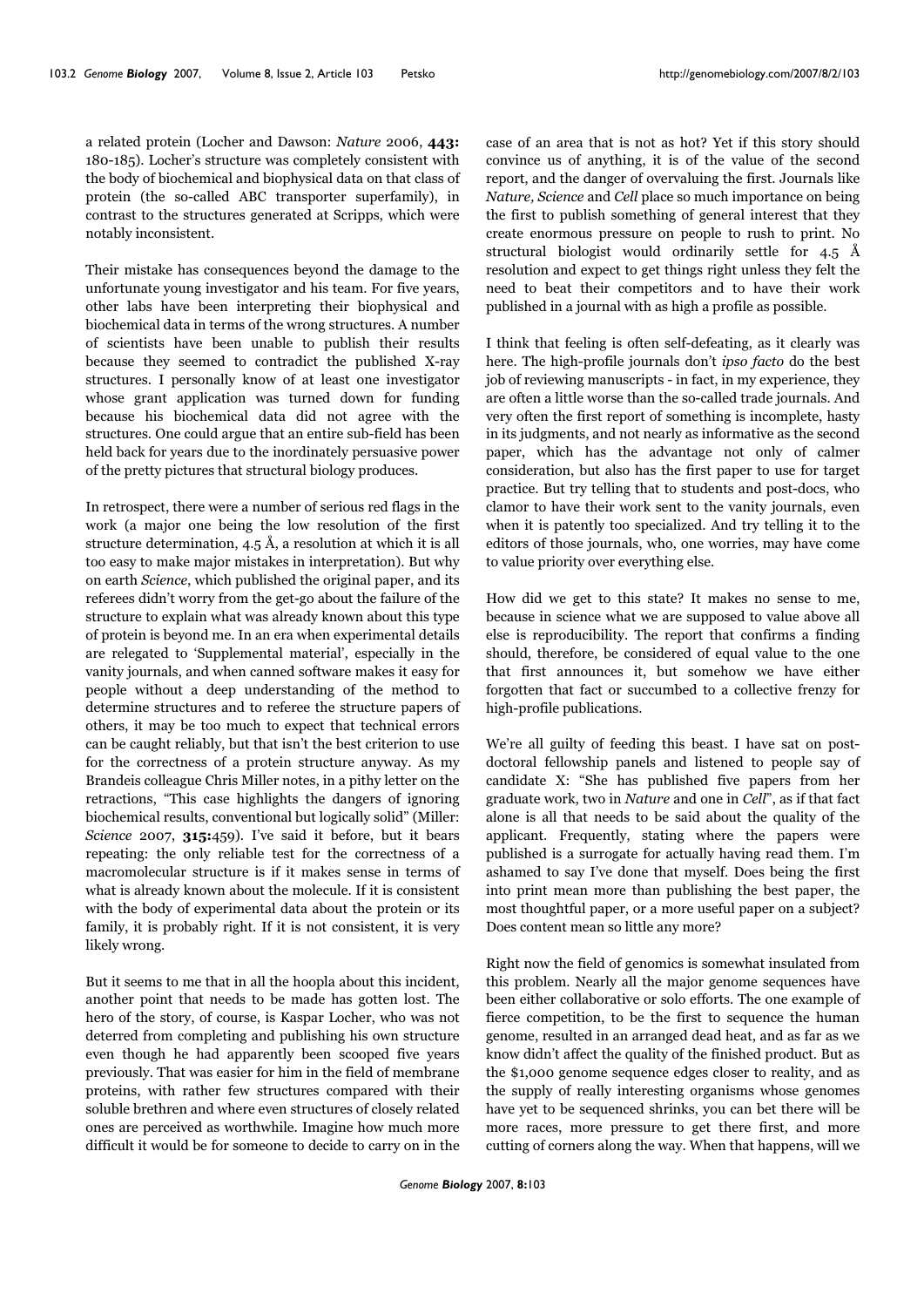a related protein (Locher and Dawson: *Nature* 2006, **443:** 180-185). Locher's structure was completely consistent with the body of biochemical and biophysical data on that class of protein (the so-called ABC transporter superfamily), in contrast to the structures generated at Scripps, which were notably inconsistent.

Their mistake has consequences beyond the damage to the unfortunate young investigator and his team. For five years, other labs have been interpreting their biophysical and biochemical data in terms of the wrong structures. A number of scientists have been unable to publish their results because they seemed to contradict the published X-ray structures. I personally know of at least one investigator whose grant application was turned down for funding because his biochemical data did not agree with the structures. One could argue that an entire sub-field has been held back for years due to the inordinately persuasive power of the pretty pictures that structural biology produces.

In retrospect, there were a number of serious red flags in the work (a major one being the low resolution of the first structure determination, 4.5 Å, a resolution at which it is all too easy to make major mistakes in interpretation). But why on earth *Science*, which published the original paper, and its referees didn't worry from the get-go about the failure of the structure to explain what was already known about this type of protein is beyond me. In an era when experimental details are relegated to 'Supplemental material', especially in the vanity journals, and when canned software makes it easy for people without a deep understanding of the method to determine structures and to referee the structure papers of others, it may be too much to expect that technical errors can be caught reliably, but that isn't the best criterion to use for the correctness of a protein structure anyway. As my Brandeis colleague Chris Miller notes, in a pithy letter on the retractions, "This case highlights the dangers of ignoring biochemical results, conventional but logically solid" (Miller: *Science* 2007, **315:**459). I've said it before, but it bears repeating: the only reliable test for the correctness of a macromolecular structure is if it makes sense in terms of what is already known about the molecule. If it is consistent with the body of experimental data about the protein or its family, it is probably right. If it is not consistent, it is very likely wrong.

But it seems to me that in all the hoopla about this incident, another point that needs to be made has gotten lost. The hero of the story, of course, is Kaspar Locher, who was not deterred from completing and publishing his own structure even though he had apparently been scooped five years previously. That was easier for him in the field of membrane proteins, with rather few structures compared with their soluble brethren and where even structures of closely related ones are perceived as worthwhile. Imagine how much more difficult it would be for someone to decide to carry on in the case of an area that is not as hot? Yet if this story should convince us of anything, it is of the value of the second report, and the danger of overvaluing the first. Journals like *Nature, Science* and *Cell* place so much importance on being the first to publish something of general interest that they create enormous pressure on people to rush to print. No structural biologist would ordinarily settle for 4.5 Å resolution and expect to get things right unless they felt the need to beat their competitors and to have their work published in a journal with as high a profile as possible.

I think that feeling is often self-defeating, as it clearly was here. The high-profile journals don't *ipso facto* do the best job of reviewing manuscripts - in fact, in my experience, they are often a little worse than the so-called trade journals. And very often the first report of something is incomplete, hasty in its judgments, and not nearly as informative as the second paper, which has the advantage not only of calmer consideration, but also has the first paper to use for target practice. But try telling that to students and post-docs, who clamor to have their work sent to the vanity journals, even when it is patently too specialized. And try telling it to the editors of those journals, who, one worries, may have come to value priority over everything else.

How did we get to this state? It makes no sense to me, because in science what we are supposed to value above all else is reproducibility. The report that confirms a finding should, therefore, be considered of equal value to the one that first announces it, but somehow we have either forgotten that fact or succumbed to a collective frenzy for high-profile publications.

We're all guilty of feeding this beast. I have sat on post-doctoral fellowship panels and listened to people say of candidate X: "She has published five papers from her graduate work, two in *Nature* and one in *Cell*", as if that fact alone is all that needs to be said about the quality of the applicant. Frequently, stating where the papers were published is a surrogate for actually having read them. I'm ashamed to say I've done that myself. Does being the first into print mean more than publishing the best paper, the most thoughtful paper, or a more useful paper on a subject? Does content mean so little any more?

Right now the field of genomics is somewhat insulated from this problem. Nearly all the major genome sequences have been either collaborative or solo efforts. The one example of fierce competition, to be the first to sequence the human genome, resulted in an arranged dead heat, and as far as we know didn't affect the quality of the finished product. But as the $1,000 genome sequence edges closer to reality, and as the supply of really interesting organisms whose genomes have yet to be sequenced shrinks, you can bet there will be more races, more pressure to get there first, and more cutting of corners along the way. When that happens, will we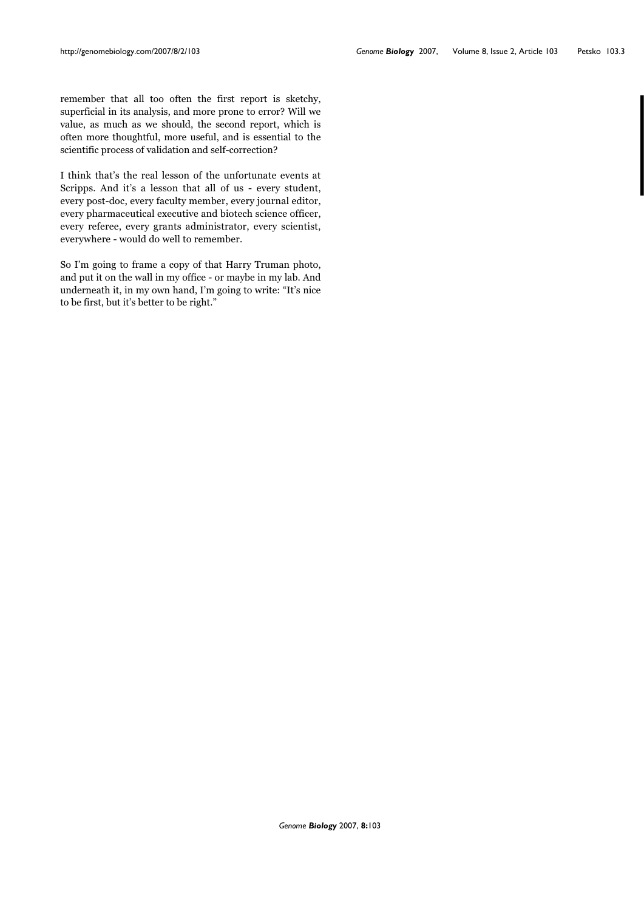remember that all too often the first report is sketchy, superficial in its analysis, and more prone to error? Will we value, as much as we should, the second report, which is often more thoughtful, more useful, and is essential to the scientific process of validation and self-correction?

I think that's the real lesson of the unfortunate events at Scripps. And it's a lesson that all of us - every student, every post-doc, every faculty member, every journal editor, every pharmaceutical executive and biotech science officer, every referee, every grants administrator, every scientist, everywhere - would do well to remember.

So I'm going to frame a copy of that Harry Truman photo, and put it on the wall in my office - or maybe in my lab. And underneath it, in my own hand, I'm going to write: "It's nice to be first, but it's better to be right."